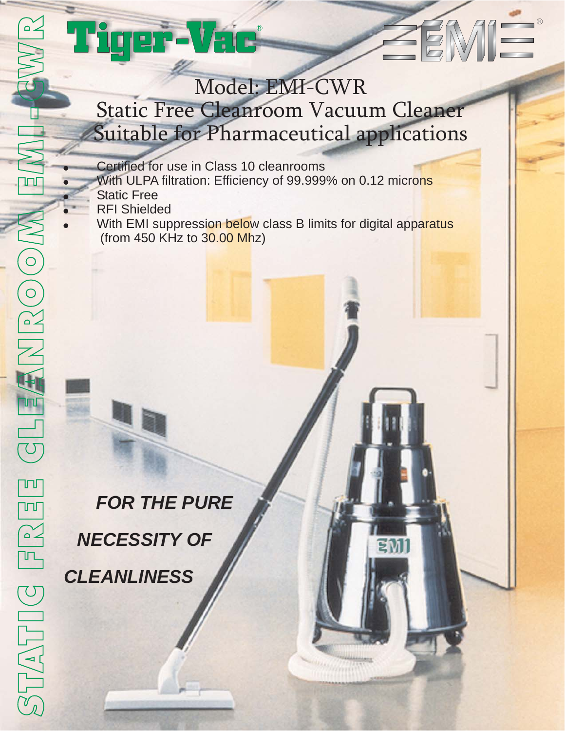STATIC FREE CLEANROOM EMI-CWR

# Tiger-Vac®

EMI®

## Model: EMI-CWR
## Static Free Cleanroom Vacuum Cleaner
## Suitable for Pharmaceutical applications

- Certified for use in Class 10 cleanrooms
- With ULPA filtration: Efficiency of 99.999% on 0.12 microns
- Static Free
- RFI Shielded
- With EMI suppression below class B limits for digital apparatus (from 450 KHz to 30.00 Mhz)

***FOR THE PURE***

***NECESSITY OF***

***CLEANLINESS***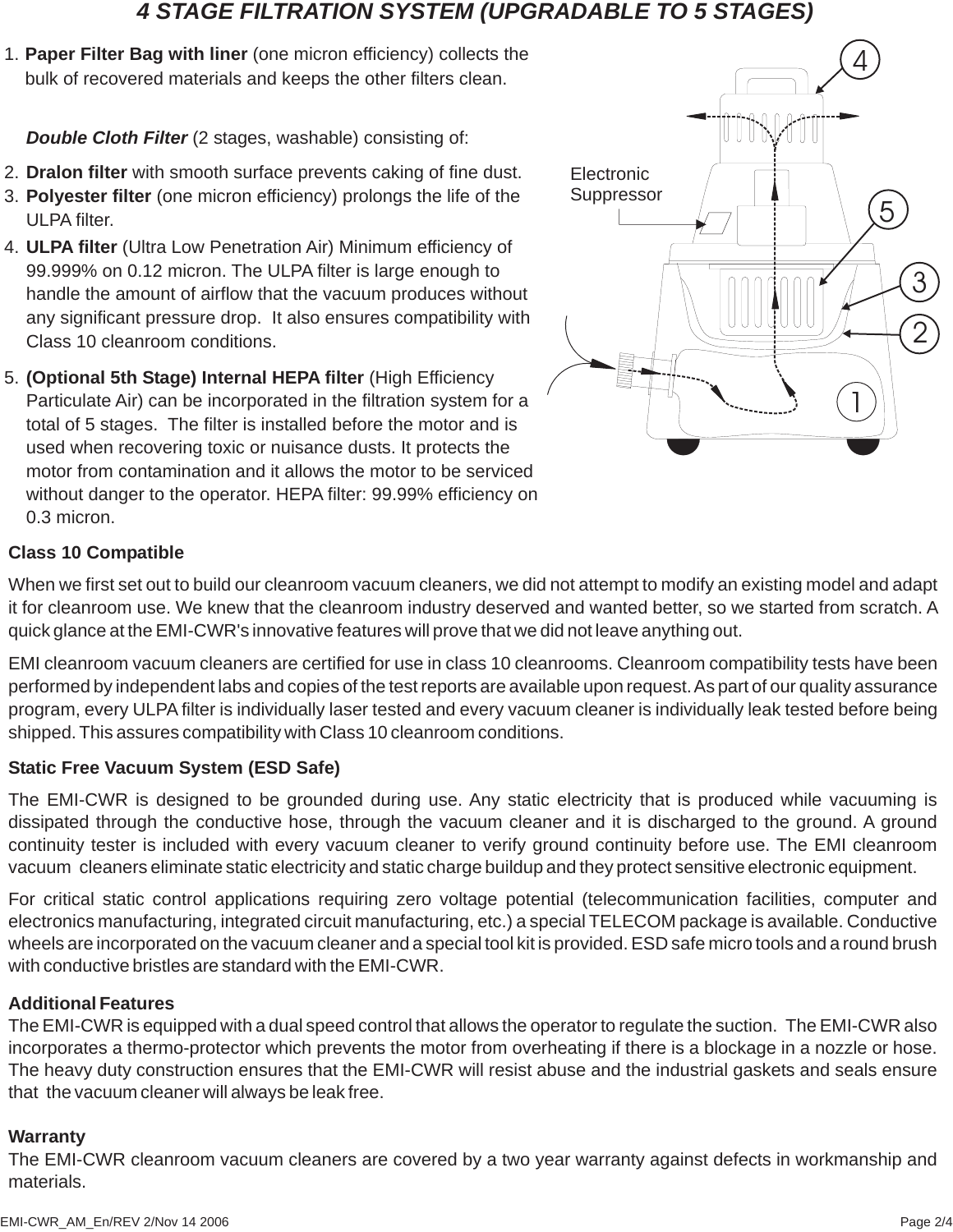# 4 STAGE FILTRATION SYSTEM (UPGRADABLE TO 5 STAGES)

1. **Paper Filter Bag with liner** (one micron efficiency) collects the bulk of recovered materials and keeps the other filters clean.

   ***Double Cloth Filter*** (2 stages, washable) consisting of:

2. **Dralon filter** with smooth surface prevents caking of fine dust.
3. **Polyester filter** (one micron efficiency) prolongs the life of the ULPA filter.
4. **ULPA filter** (Ultra Low Penetration Air) Minimum efficiency of 99.999% on 0.12 micron. The ULPA filter is large enough to handle the amount of airflow that the vacuum produces without any significant pressure drop. It also ensures compatibility with Class 10 cleanroom conditions.
5. **(Optional 5th Stage) Internal HEPA filter** (High Efficiency Particulate Air) can be incorporated in the filtration system for a total of 5 stages. The filter is installed before the motor and is used when recovering toxic or nuisance dusts. It protects the motor from contamination and it allows the motor to be serviced without danger to the operator. HEPA filter: 99.99% efficiency on 0.3 micron.

Electronic Suppressor

**Class 10 Compatible**

When we first set out to build our cleanroom vacuum cleaners, we did not attempt to modify an existing model and adapt it for cleanroom use. We knew that the cleanroom industry deserved and wanted better, so we started from scratch. A quick glance at the EMI-CWR's innovative features will prove that we did not leave anything out.

EMI cleanroom vacuum cleaners are certified for use in class 10 cleanrooms. Cleanroom compatibility tests have been performed by independent labs and copies of the test reports are available upon request. As part of our quality assurance program, every ULPA filter is individually laser tested and every vacuum cleaner is individually leak tested before being shipped. This assures compatibility with Class 10 cleanroom conditions.

**Static Free Vacuum System (ESD Safe)**

The EMI-CWR is designed to be grounded during use. Any static electricity that is produced while vacuuming is dissipated through the conductive hose, through the vacuum cleaner and it is discharged to the ground. A ground continuity tester is included with every vacuum cleaner to verify ground continuity before use. The EMI cleanroom vacuum cleaners eliminate static electricity and static charge buildup and they protect sensitive electronic equipment.

For critical static control applications requiring zero voltage potential (telecommunication facilities, computer and electronics manufacturing, integrated circuit manufacturing, etc.) a special TELECOM package is available. Conductive wheels are incorporated on the vacuum cleaner and a special tool kit is provided. ESD safe micro tools and a round brush with conductive bristles are standard with the EMI-CWR.

**Additional Features**

The EMI-CWR is equipped with a dual speed control that allows the operator to regulate the suction. The EMI-CWR also incorporates a thermo-protector which prevents the motor from overheating if there is a blockage in a nozzle or hose. The heavy duty construction ensures that the EMI-CWR will resist abuse and the industrial gaskets and seals ensure that the vacuum cleaner will always be leak free.

**Warranty**

The EMI-CWR cleanroom vacuum cleaners are covered by a two year warranty against defects in workmanship and materials.

EMI-CWR_AM_En/REV 2/Nov 14 2006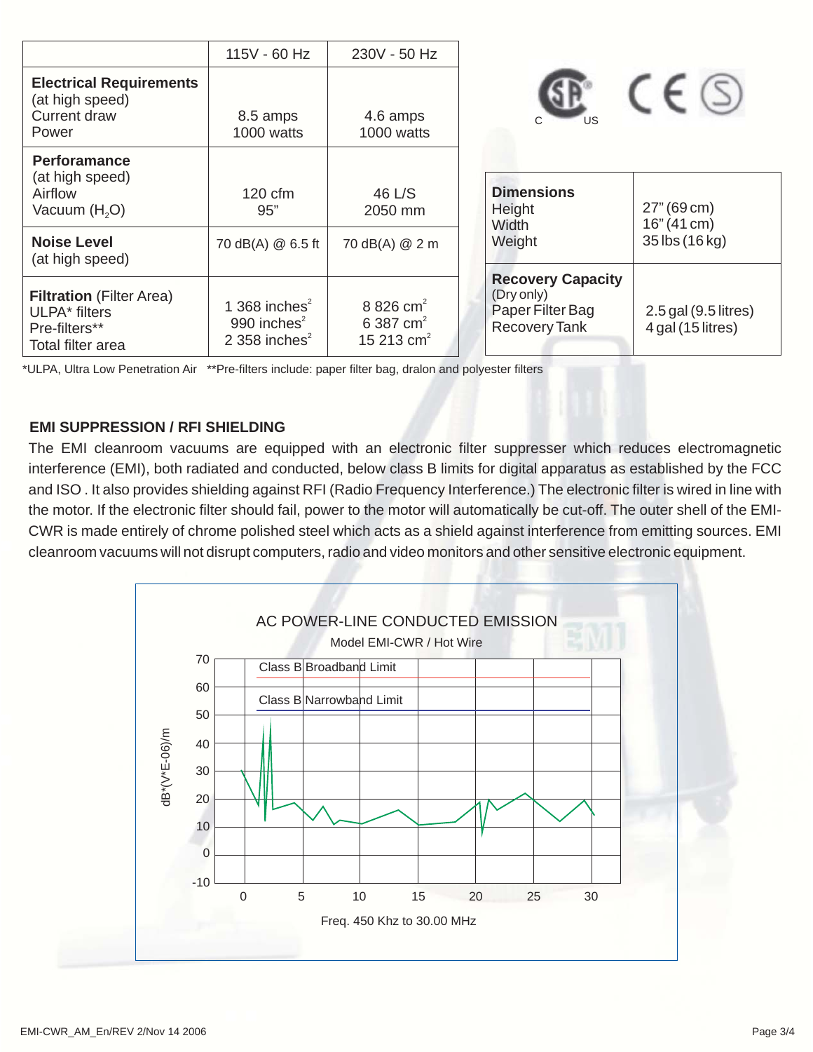|  | 115V - 60 Hz | 230V - 50 Hz |
|---|---|---|
| **Electrical Requirements** (at high speed) Current draw Power | 8.5 amps 1000 watts | 4.6 amps 1000 watts |
| **Perforamance** (at high speed) Airflow Vacuum ($H_2O$) | 120 cfm 95” | 46 L/S 2050 mm |
| **Noise Level** (at high speed) | 70 dB(A) @ 6.5 ft | 70 dB(A) @ 2 m |
| **Filtration** (Filter Area) ULPA* filters Pre-filters** Total filter area | 1 368 $inches^2$ 990 $inches^2$ 2 358 $inches^2$ | 8 826 $cm^2$ 6 387 $cm^2$ 15 213 $cm^2$ |

*ULPA, Ultra Low Penetration Air **Pre-filters include: paper filter bag, dralon and polyester filters

| **Dimensions** Height Width Weight | 27” (69 cm) 16” (41 cm) 35 lbs (16 kg) |
|---|---|
| **Recovery Capacity** (Dry only) Paper Filter Bag Recovery Tank | 2.5 gal (9.5 litres) 4 gal (15 litres) |

## EMI SUPPRESSION / RFI SHIELDING

The EMI cleanroom vacuums are equipped with an electronic filter suppresser which reduces electromagnetic interference (EMI), both radiated and conducted, below class B limits for digital apparatus as established by the FCC and ISO . It also provides shielding against RFI (Radio Frequency Interference.) The electronic filter is wired in line with the motor. If the electronic filter should fail, power to the motor will automatically be cut-off. The outer shell of the EMI-CWR is made entirely of chrome polished steel which acts as a shield against interference from emitting sources. EMI cleanroom vacuums will not disrupt computers, radio and video monitors and other sensitive electronic equipment.

AC POWER-LINE CONDUCTED EMISSION

Model EMI-CWR / Hot Wire

Class B Broadband Limit

Class B Narrowband Limit

dB*(V*E-06)/m

Freq. 450 Khz to 30.00 MHz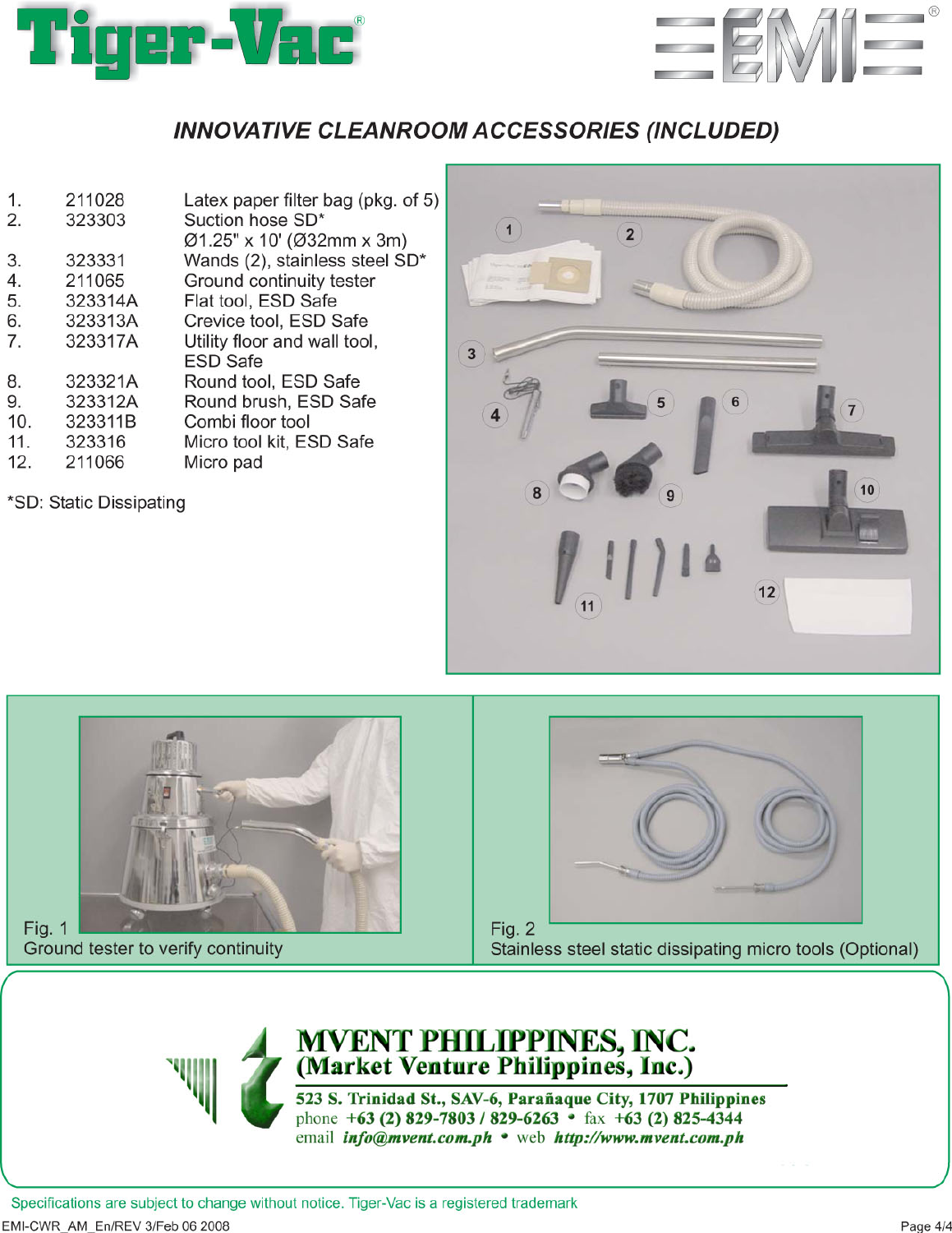Tiger-Vac®

EMI®

## INNOVATIVE CLEANROOM ACCESSORIES (INCLUDED)

| | | |
|---|---|---|
| 1. | 211028 | Latex paper filter bag (pkg. of 5) |
| 2. | 323303 | Suction hose SD* Ø1.25" x 10' (Ø32mm x 3m) |
| 3. | 323331 | Wands (2), stainless steel SD* |
| 4. | 211065 | Ground continuity tester |
| 5. | 323314A | Flat tool, ESD Safe |
| 6. | 323313A | Crevice tool, ESD Safe |
| 7. | 323317A | Utility floor and wall tool, ESD Safe |
| 8. | 323321A | Round tool, ESD Safe |
| 9. | 323312A | Round brush, ESD Safe |
| 10. | 323311B | Combi floor tool |
| 11. | 323316 | Micro tool kit, ESD Safe |
| 12. | 211066 | Micro pad |

*SD: Static Dissipating

1
2
3
4
5
6
7
8
9
10
11
12

Fig. 1
Ground tester to verify continuity

Fig. 2
Stainless steel static dissipating micro tools (Optional)

**MVENT PHILIPPINES, INC.**
**(Market Venture Philippines, Inc.)**

**523 S. Trinidad St., SAV-6, Parañaque City, 1707 Philippines**
phone **+63 (2) 829-7803 / 829-6263** • fax **+63 (2) 825-4344**
email ***info@mvent.com.ph*** • web ***http://www.mvent.com.ph***

Specifications are subject to change without notice. Tiger-Vac is a registered trademark

EMI-CWR_AM_En/REV 3/Feb 06 2008